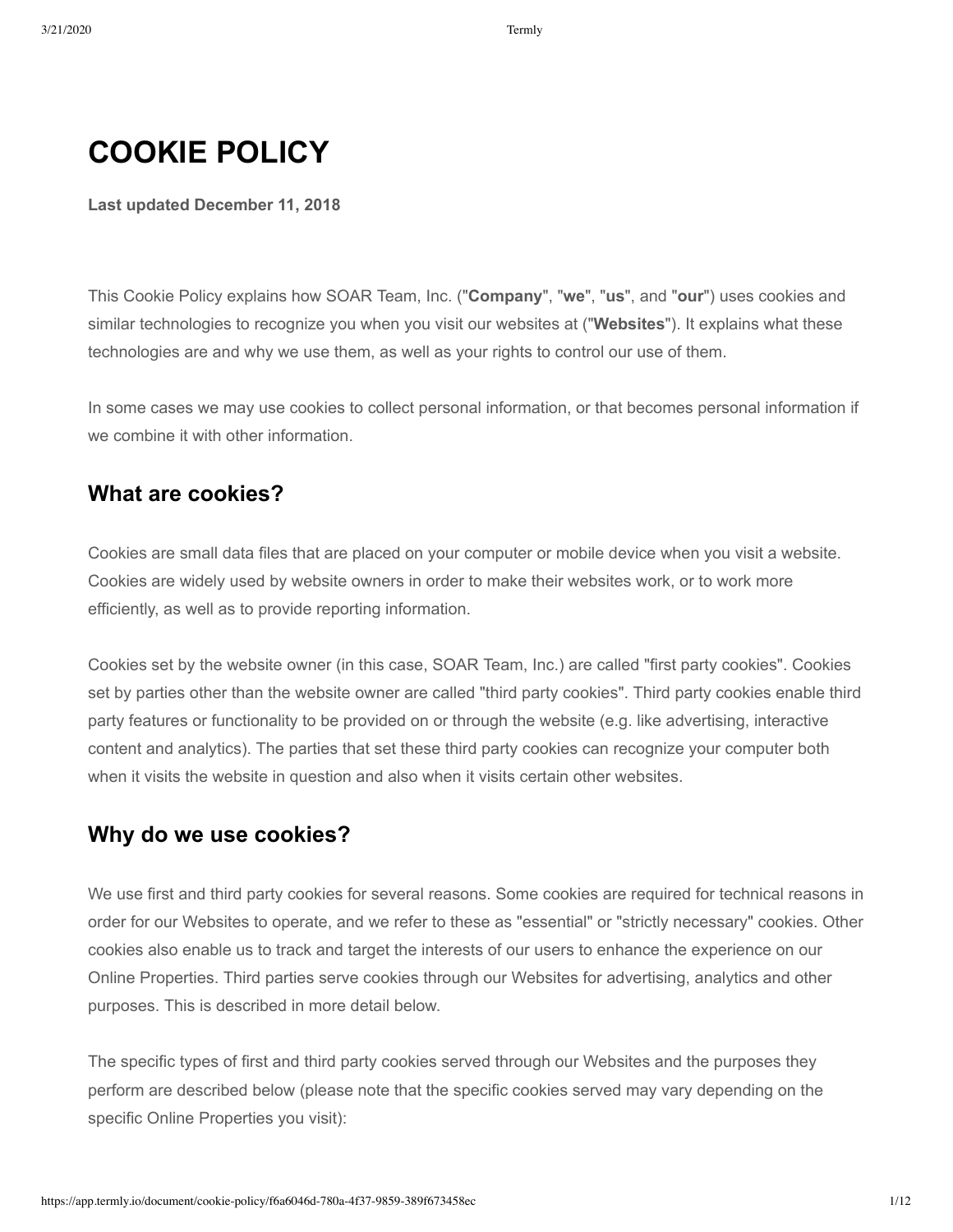# COOKIE POLICY

**Last updated December 11, 2018**

This Cookie Policy explains how SOAR Team, Inc. ("**Company**", "**we**", "**us**", and "**our**") uses cookies and similar technologies to recognize you when you visit our websites at ("**Websites**"). It explains what these technologies are and why we use them, as well as your rights to control our use of them.

In some cases we may use cookies to collect personal information, or that becomes personal information if we combine it with other information.

## What are cookies?

Cookies are small data files that are placed on your computer or mobile device when you visit a website. Cookies are widely used by website owners in order to make their websites work, or to work more efficiently, as well as to provide reporting information.

Cookies set by the website owner (in this case, SOAR Team, Inc.) are called "first party cookies". Cookies set by parties other than the website owner are called "third party cookies". Third party cookies enable third party features or functionality to be provided on or through the website (e.g. like advertising, interactive content and analytics). The parties that set these third party cookies can recognize your computer both when it visits the website in question and also when it visits certain other websites.

## Why do we use cookies?

We use first and third party cookies for several reasons. Some cookies are required for technical reasons in order for our Websites to operate, and we refer to these as "essential" or "strictly necessary" cookies. Other cookies also enable us to track and target the interests of our users to enhance the experience on our Online Properties. Third parties serve cookies through our Websites for advertising, analytics and other purposes. This is described in more detail below.

The specific types of first and third party cookies served through our Websites and the purposes they perform are described below (please note that the specific cookies served may vary depending on the specific Online Properties you visit):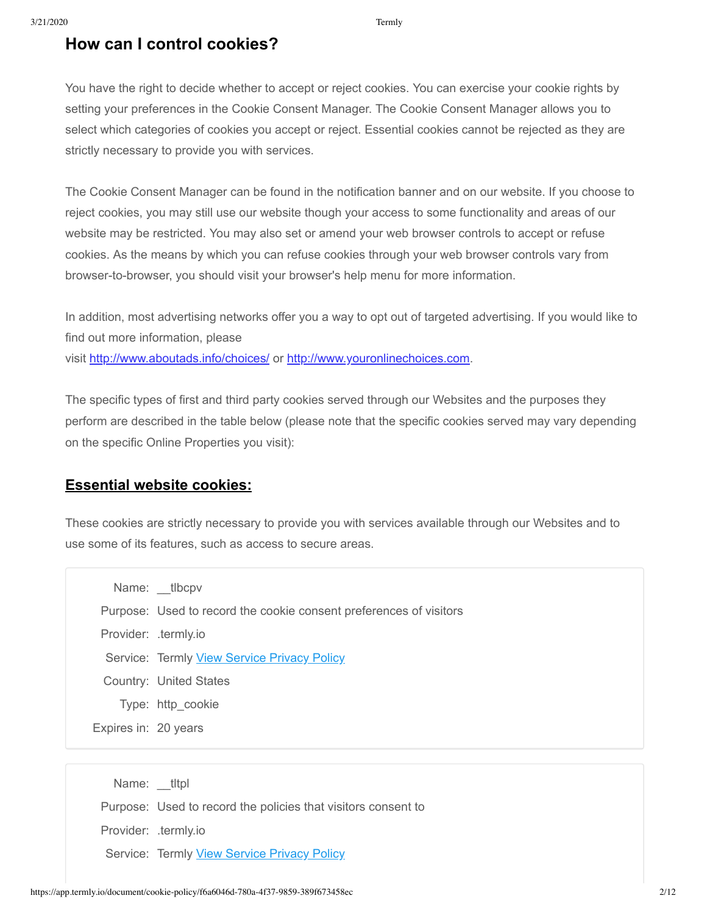## How can I control cookies?

You have the right to decide whether to accept or reject cookies. You can exercise your cookie rights by setting your preferences in the Cookie Consent Manager. The Cookie Consent Manager allows you to select which categories of cookies you accept or reject. Essential cookies cannot be rejected as they are strictly necessary to provide you with services.

The Cookie Consent Manager can be found in the notification banner and on our website. If you choose to reject cookies, you may still use our website though your access to some functionality and areas of our website may be restricted. You may also set or amend your web browser controls to accept or refuse cookies. As the means by which you can refuse cookies through your web browser controls vary from browser-to-browser, you should visit your browser's help menu for more information.

In addition, most advertising networks offer you a way to opt out of targeted advertising. If you would like to find out more information, please visit [http://www.aboutads.info/choices/](http://www.aboutads.info/choices/) or [http://www.youronlinechoices.com](http://www.youronlinechoices.com).

The specific types of first and third party cookies served through our Websites and the purposes they perform are described in the table below (please note that the specific cookies served may vary depending on the specific Online Properties you visit):

### Essential website cookies:

These cookies are strictly necessary to provide you with services available through our Websites and to use some of its features, such as access to secure areas.

| | |
|---|---|
| Name: | __tlbcpv |
| Purpose: | Used to record the cookie consent preferences of visitors |
| Provider: | .termly.io |
| Service: | Termly [View Service Privacy Policy]() |
| Country: | United States |
| Type: | http_cookie |
| Expires in: | 20 years |

| | |
|---|---|
| Name: | __tltpl |
| Purpose: | Used to record the policies that visitors consent to |
| Provider: | .termly.io |
| Service: | Termly [View Service Privacy Policy]() |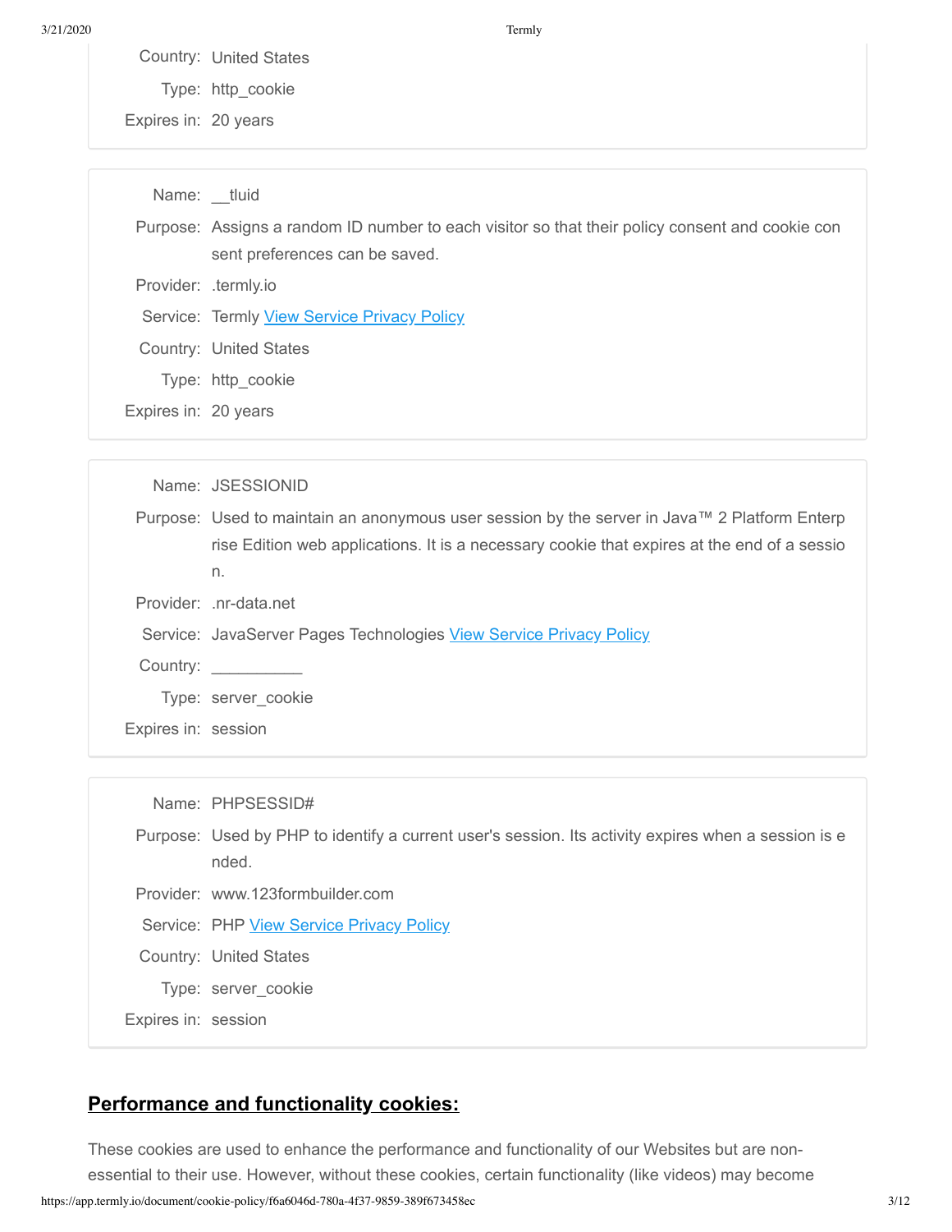Country: United States

Type: http_cookie

Expires in: 20 years

---

Name: __tluid

Purpose: Assigns a random ID number to each visitor so that their policy consent and cookie consent preferences can be saved.

Provider: .termly.io

Service: Termly [View Service Privacy Policy]()

Country: United States

Type: http_cookie

Expires in: 20 years

---

Name: JSESSIONID

Purpose: Used to maintain an anonymous user session by the server in Java™ 2 Platform Enterprise Edition web applications. It is a necessary cookie that expires at the end of a session.

Provider: .nr-data.net

Service: JavaServer Pages Technologies [View Service Privacy Policy]()

Country: __________

Type: server_cookie

Expires in: session

---

Name: PHPSESSID#

Purpose: Used by PHP to identify a current user's session. Its activity expires when a session is ended.

Provider: www.123formbuilder.com

Service: PHP [View Service Privacy Policy]()

Country: United States

Type: server_cookie

Expires in: session

---

## Performance and functionality cookies:

These cookies are used to enhance the performance and functionality of our Websites but are non-essential to their use. However, without these cookies, certain functionality (like videos) may become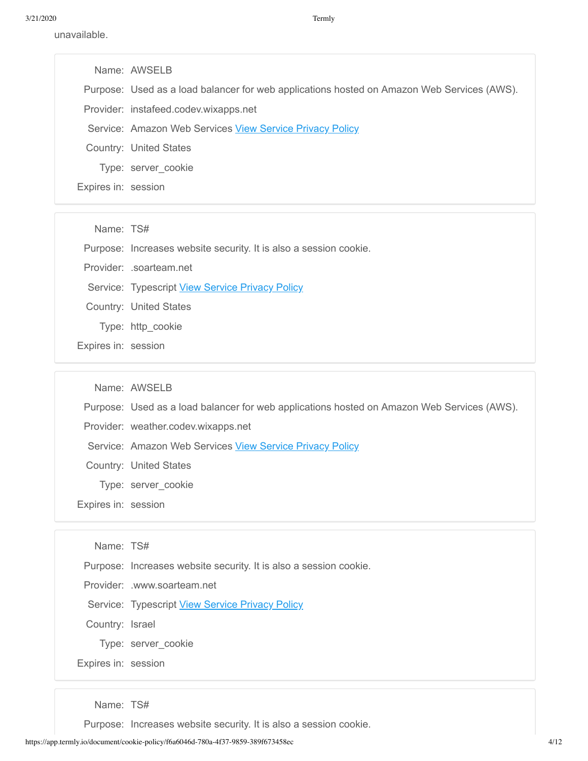unavailable.

Name: AWSELB
Purpose: Used as a load balancer for web applications hosted on Amazon Web Services (AWS).
Provider: instafeed.codev.wixapps.net
Service: Amazon Web Services View Service Privacy Policy
Country: United States
Type: server_cookie
Expires in: session

Name: TS#
Purpose: Increases website security. It is also a session cookie.
Provider: .soarteam.net
Service: Typescript View Service Privacy Policy
Country: United States
Type: http_cookie
Expires in: session

Name: AWSELB
Purpose: Used as a load balancer for web applications hosted on Amazon Web Services (AWS).
Provider: weather.codev.wixapps.net
Service: Amazon Web Services View Service Privacy Policy
Country: United States
Type: server_cookie
Expires in: session

Name: TS#
Purpose: Increases website security. It is also a session cookie.
Provider: .www.soarteam.net
Service: Typescript View Service Privacy Policy
Country: Israel
Type: server_cookie
Expires in: session

Name: TS#
Purpose: Increases website security. It is also a session cookie.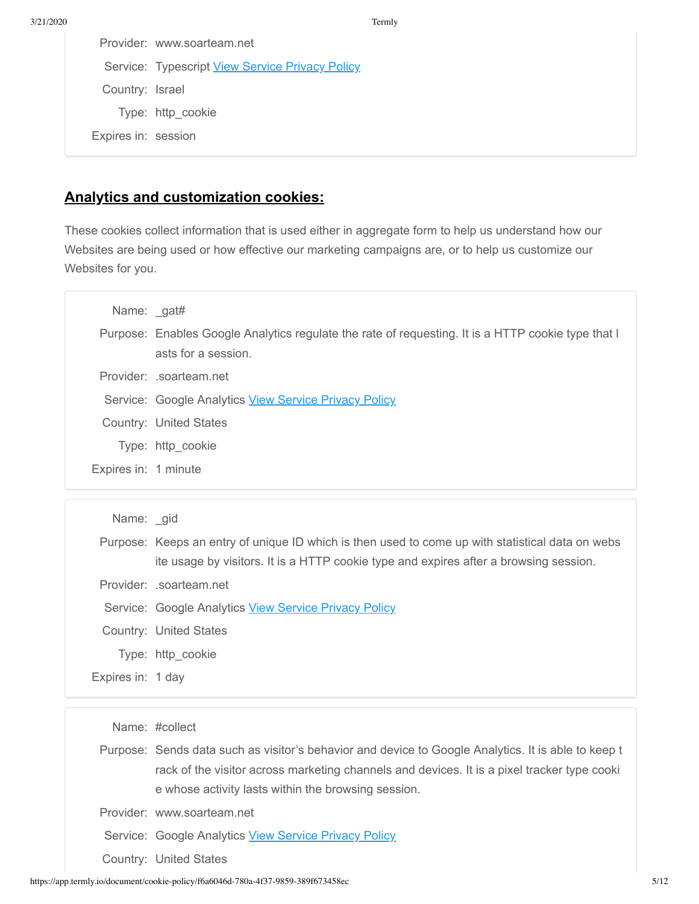Provider: www.soarteam.net

Service: Typescript [View Service Privacy Policy]

Country: Israel

Type: http_cookie

Expires in: session

## Analytics and customization cookies:

These cookies collect information that is used either in aggregate form to help us understand how our Websites are being used or how effective our marketing campaigns are, or to help us customize our Websites for you.

Name: _gat#

Purpose: Enables Google Analytics regulate the rate of requesting. It is a HTTP cookie type that lasts for a session.

Provider: .soarteam.net

Service: Google Analytics [View Service Privacy Policy]

Country: United States

Type: http_cookie

Expires in: 1 minute

Name: _gid

Purpose: Keeps an entry of unique ID which is then used to come up with statistical data on website usage by visitors. It is a HTTP cookie type and expires after a browsing session.

Provider: .soarteam.net

Service: Google Analytics [View Service Privacy Policy]

Country: United States

Type: http_cookie

Expires in: 1 day

Name: #collect

Purpose: Sends data such as visitor's behavior and device to Google Analytics. It is able to keep track of the visitor across marketing channels and devices. It is a pixel tracker type cookie whose activity lasts within the browsing session.

Provider: www.soarteam.net

Service: Google Analytics [View Service Privacy Policy]

Country: United States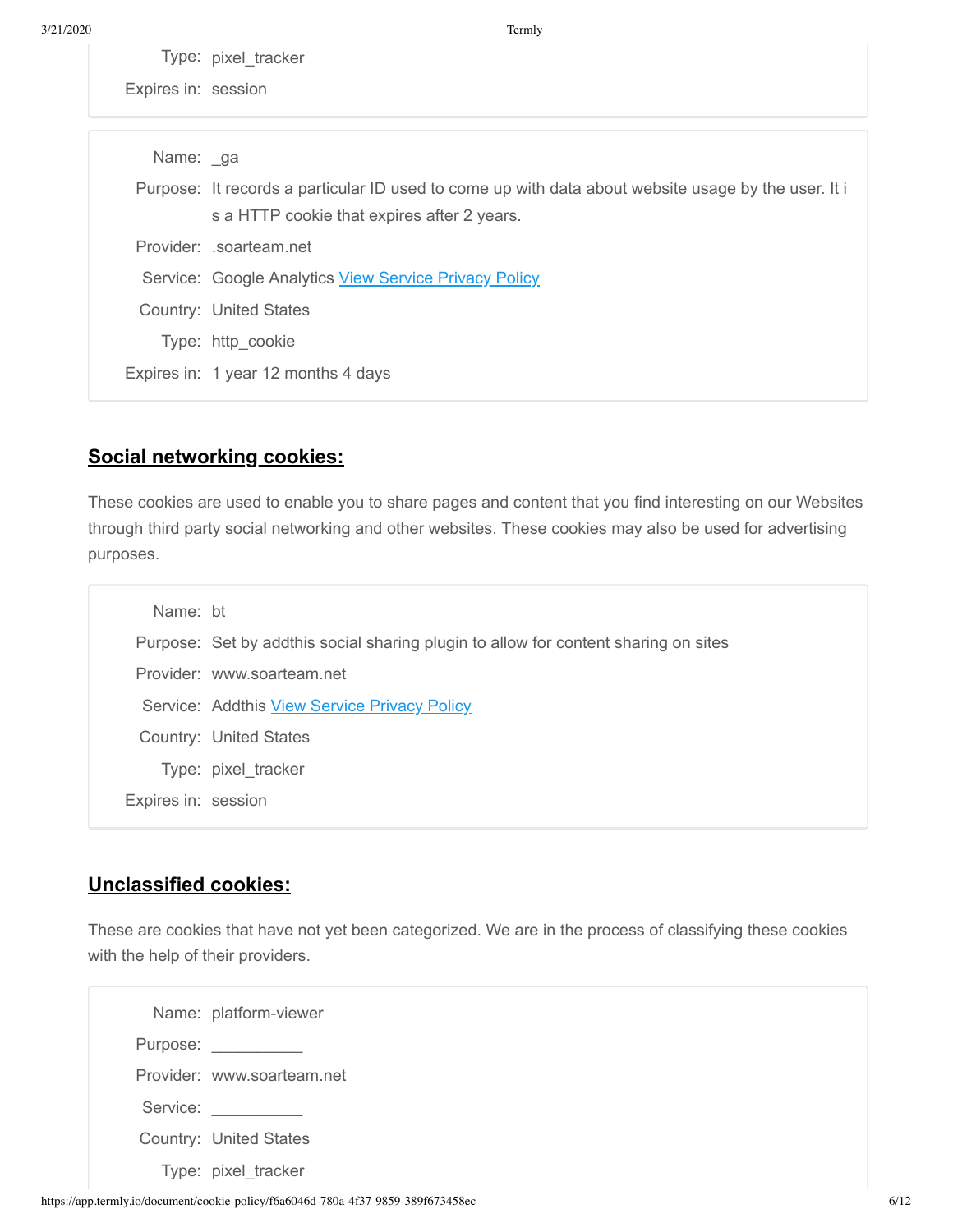Type: pixel_tracker

Expires in: session

| | |
|---|---|
| Name: | _ga |
| Purpose: | It records a particular ID used to come up with data about website usage by the user. It is a HTTP cookie that expires after 2 years. |
| Provider: | .soarteam.net |
| Service: | Google Analytics [View Service Privacy Policy](#) |
| Country: | United States |
| Type: | http_cookie |
| Expires in: | 1 year 12 months 4 days |

## **Social networking cookies:**

These cookies are used to enable you to share pages and content that you find interesting on our Websites through third party social networking and other websites. These cookies may also be used for advertising purposes.

| | |
|---|---|
| Name: | bt |
| Purpose: | Set by addthis social sharing plugin to allow for content sharing on sites |
| Provider: | www.soarteam.net |
| Service: | Addthis [View Service Privacy Policy](#) |
| Country: | United States |
| Type: | pixel_tracker |
| Expires in: | session |

## **Unclassified cookies:**

These are cookies that have not yet been categorized. We are in the process of classifying these cookies with the help of their providers.

| | |
|---|---|
| Name: | platform-viewer |
| Purpose: | __________ |
| Provider: | www.soarteam.net |
| Service: | __________ |
| Country: | United States |
| Type: | pixel_tracker |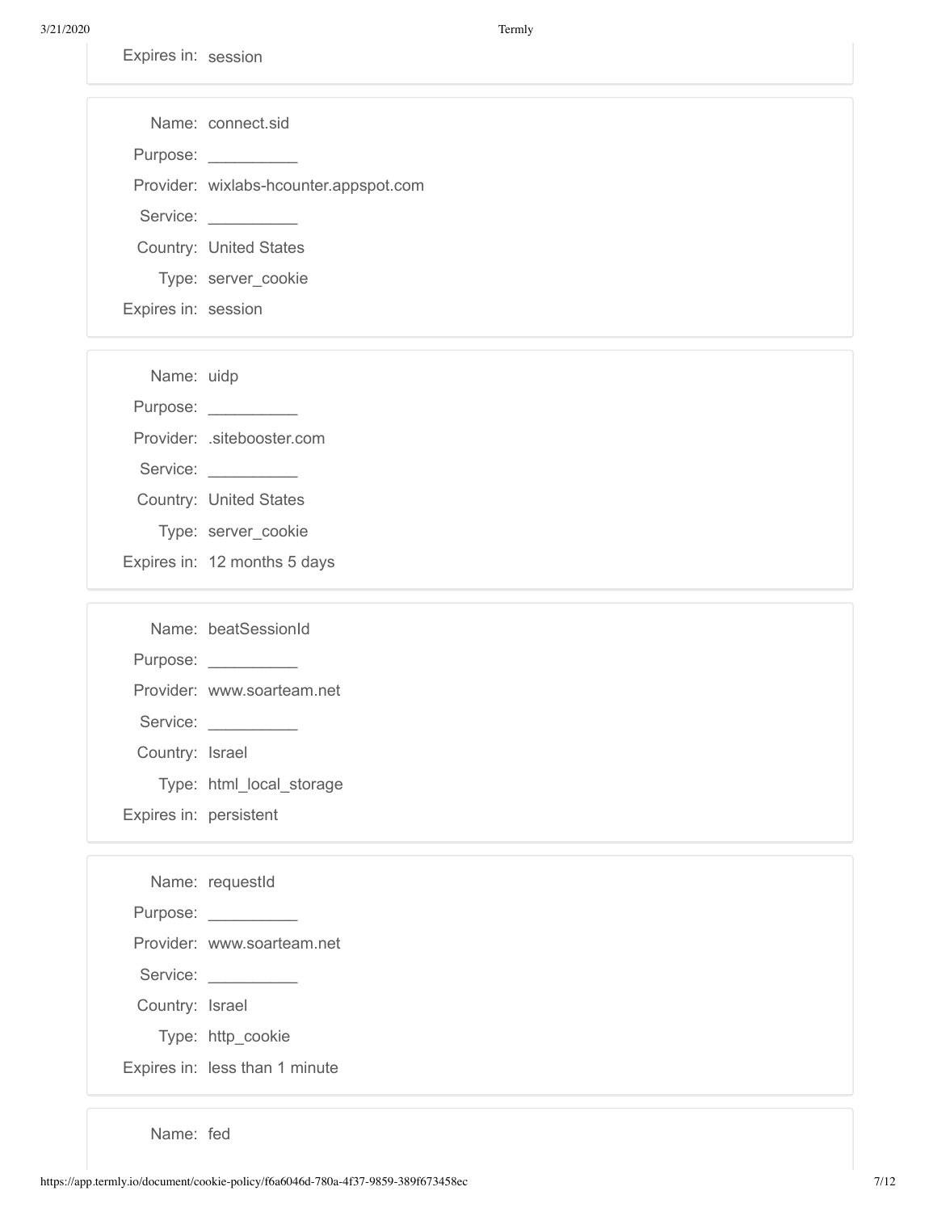Expires in: session

---

Name: connect.sid
Purpose: __________
Provider: wixlabs-hcounter.appspot.com
Service: __________
Country: United States
Type: server_cookie
Expires in: session

---

Name: uidp
Purpose: __________
Provider: .sitebooster.com
Service: __________
Country: United States
Type: server_cookie
Expires in: 12 months 5 days

---

Name: beatSessionId
Purpose: __________
Provider: www.soarteam.net
Service: __________
Country: Israel
Type: html_local_storage
Expires in: persistent

---

Name: requestId
Purpose: __________
Provider: www.soarteam.net
Service: __________
Country: Israel
Type: http_cookie
Expires in: less than 1 minute

---

Name: fed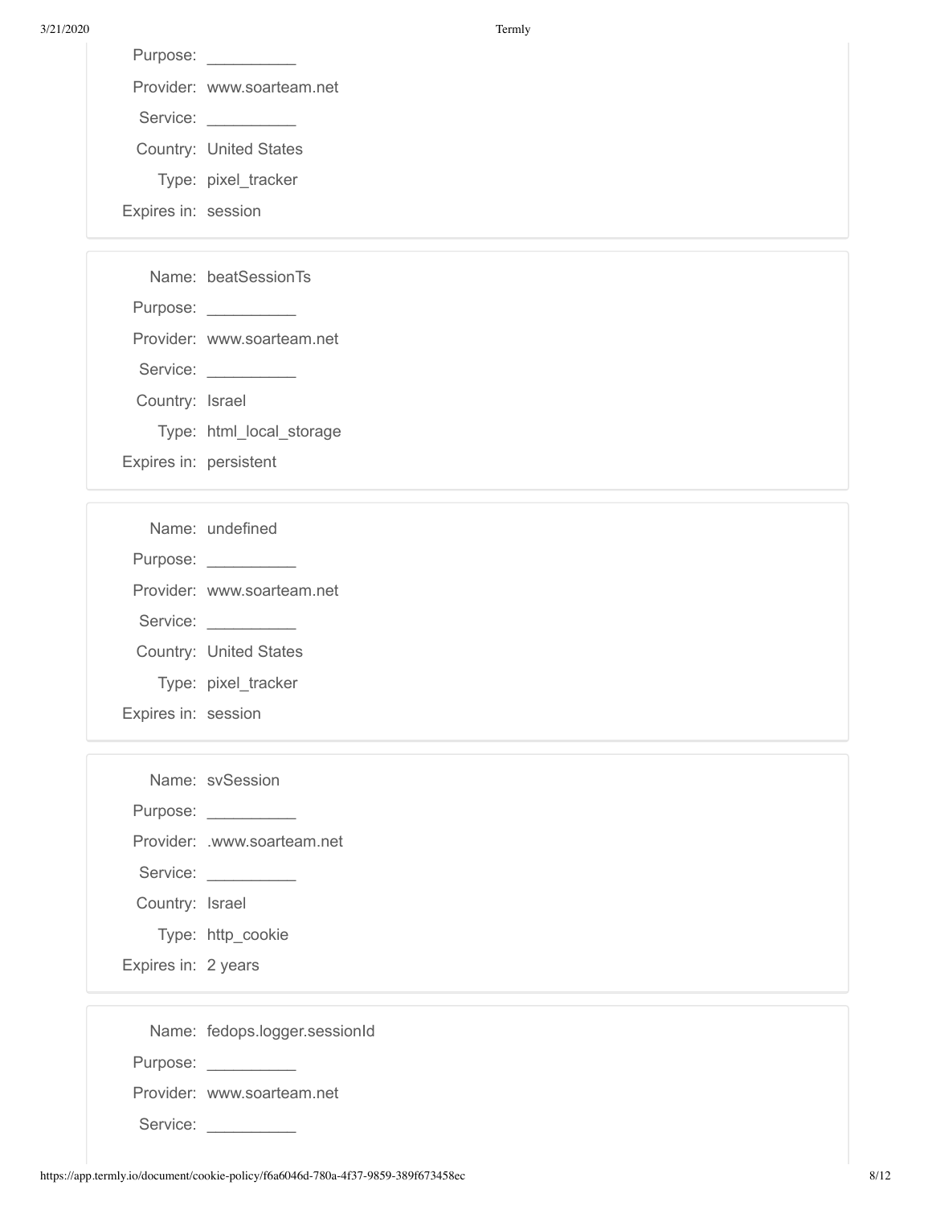Purpose: __________

Provider: www.soarteam.net

Service: __________

Country: United States

Type: pixel_tracker

Expires in: session

---

Name: beatSessionTs

Purpose: __________

Provider: www.soarteam.net

Service: __________

Country: Israel

Type: html_local_storage

Expires in: persistent

---

Name: undefined

Purpose: __________

Provider: www.soarteam.net

Service: __________

Country: United States

Type: pixel_tracker

Expires in: session

---

Name: svSession

Purpose: __________

Provider: .www.soarteam.net

Service: __________

Country: Israel

Type: http_cookie

Expires in: 2 years

---

Name: fedops.logger.sessionId

Purpose: __________

Provider: www.soarteam.net

Service: __________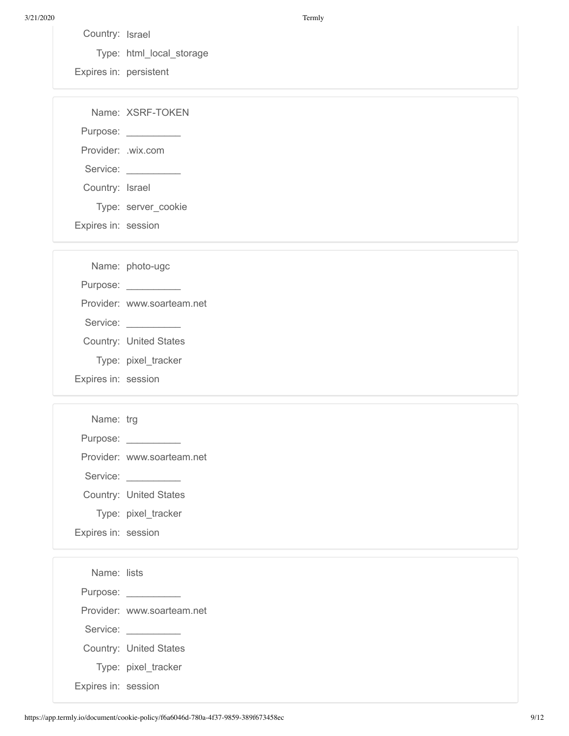Country: Israel

Type: html_local_storage

Expires in: persistent

---

Name: XSRF-TOKEN

Purpose: __________

Provider: .wix.com

Service: __________

Country: Israel

Type: server_cookie

Expires in: session

---

Name: photo-ugc

Purpose: __________

Provider: www.soarteam.net

Service: __________

Country: United States

Type: pixel_tracker

Expires in: session

---

Name: trg

Purpose: __________

Provider: www.soarteam.net

Service: __________

Country: United States

Type: pixel_tracker

Expires in: session

---

Name: lists

Purpose: __________

Provider: www.soarteam.net

Service: __________

Country: United States

Type: pixel_tracker

Expires in: session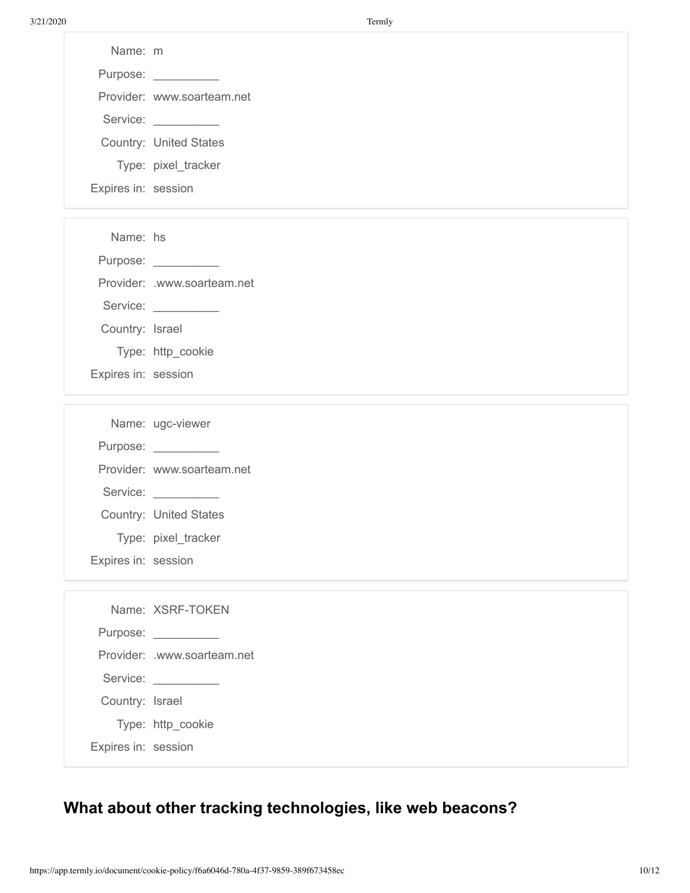| | |
|---|---|
| Name: | m |
| Purpose: | __________ |
| Provider: | www.soarteam.net |
| Service: | __________ |
| Country: | United States |
| Type: | pixel_tracker |
| Expires in: | session |

| | |
|---|---|
| Name: | hs |
| Purpose: | __________ |
| Provider: | .www.soarteam.net |
| Service: | __________ |
| Country: | Israel |
| Type: | http_cookie |
| Expires in: | session |

| | |
|---|---|
| Name: | ugc-viewer |
| Purpose: | __________ |
| Provider: | www.soarteam.net |
| Service: | __________ |
| Country: | United States |
| Type: | pixel_tracker |
| Expires in: | session |

| | |
|---|---|
| Name: | XSRF-TOKEN |
| Purpose: | __________ |
| Provider: | .www.soarteam.net |
| Service: | __________ |
| Country: | Israel |
| Type: | http_cookie |
| Expires in: | session |

## What about other tracking technologies, like web beacons?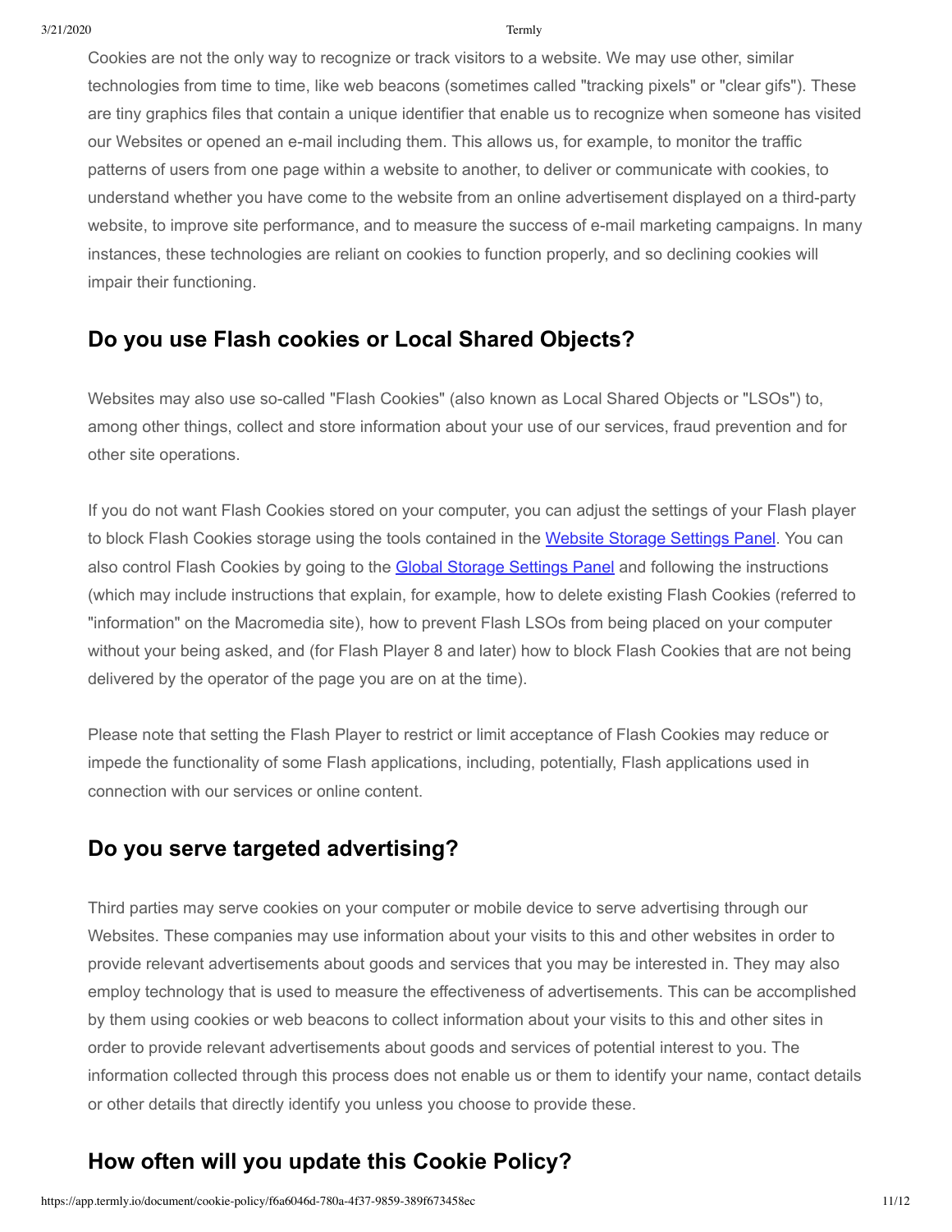Cookies are not the only way to recognize or track visitors to a website. We may use other, similar technologies from time to time, like web beacons (sometimes called "tracking pixels" or "clear gifs"). These are tiny graphics files that contain a unique identifier that enable us to recognize when someone has visited our Websites or opened an e-mail including them. This allows us, for example, to monitor the traffic patterns of users from one page within a website to another, to deliver or communicate with cookies, to understand whether you have come to the website from an online advertisement displayed on a third-party website, to improve site performance, and to measure the success of e-mail marketing campaigns. In many instances, these technologies are reliant on cookies to function properly, and so declining cookies will impair their functioning.

## Do you use Flash cookies or Local Shared Objects?

Websites may also use so-called "Flash Cookies" (also known as Local Shared Objects or "LSOs") to, among other things, collect and store information about your use of our services, fraud prevention and for other site operations.

If you do not want Flash Cookies stored on your computer, you can adjust the settings of your Flash player to block Flash Cookies storage using the tools contained in the Website Storage Settings Panel. You can also control Flash Cookies by going to the Global Storage Settings Panel and following the instructions (which may include instructions that explain, for example, how to delete existing Flash Cookies (referred to "information" on the Macromedia site), how to prevent Flash LSOs from being placed on your computer without your being asked, and (for Flash Player 8 and later) how to block Flash Cookies that are not being delivered by the operator of the page you are on at the time).

Please note that setting the Flash Player to restrict or limit acceptance of Flash Cookies may reduce or impede the functionality of some Flash applications, including, potentially, Flash applications used in connection with our services or online content.

## Do you serve targeted advertising?

Third parties may serve cookies on your computer or mobile device to serve advertising through our Websites. These companies may use information about your visits to this and other websites in order to provide relevant advertisements about goods and services that you may be interested in. They may also employ technology that is used to measure the effectiveness of advertisements. This can be accomplished by them using cookies or web beacons to collect information about your visits to this and other sites in order to provide relevant advertisements about goods and services of potential interest to you. The information collected through this process does not enable us or them to identify your name, contact details or other details that directly identify you unless you choose to provide these.

## How often will you update this Cookie Policy?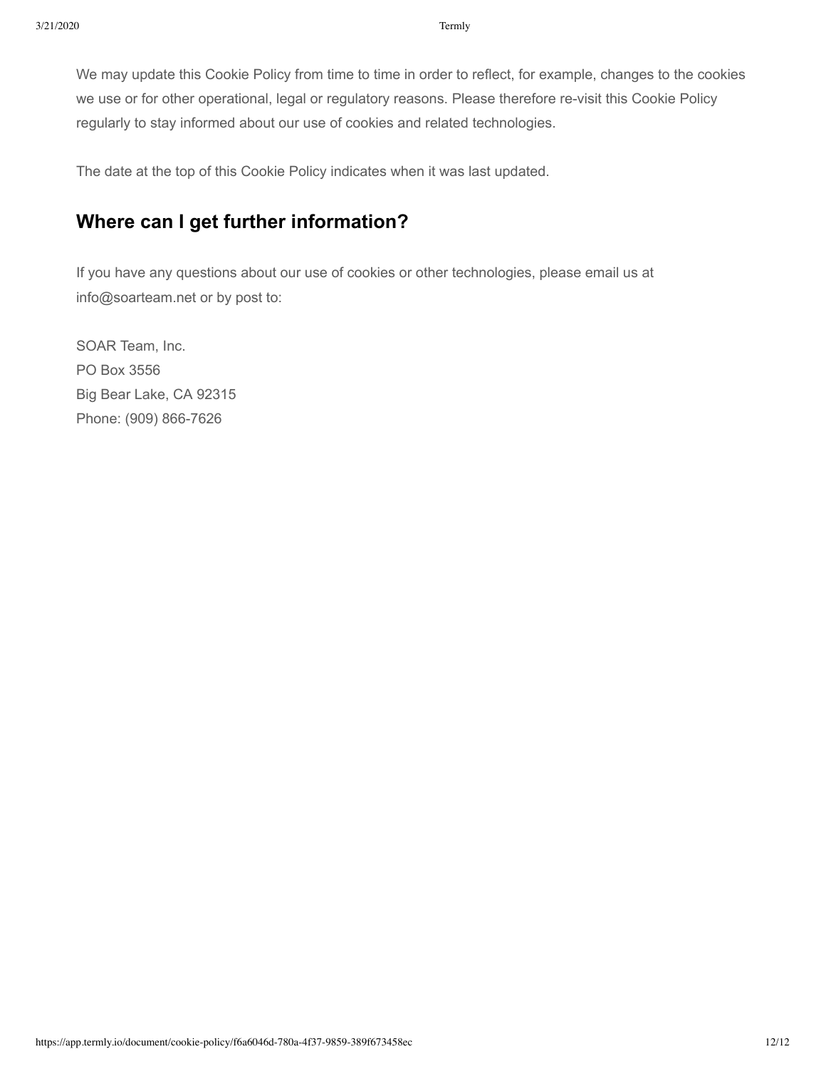We may update this Cookie Policy from time to time in order to reflect, for example, changes to the cookies we use or for other operational, legal or regulatory reasons. Please therefore re-visit this Cookie Policy regularly to stay informed about our use of cookies and related technologies.

The date at the top of this Cookie Policy indicates when it was last updated.

## Where can I get further information?

If you have any questions about our use of cookies or other technologies, please email us at info@soarteam.net or by post to:

SOAR Team, Inc.
PO Box 3556
Big Bear Lake, CA 92315
Phone: (909) 866-7626